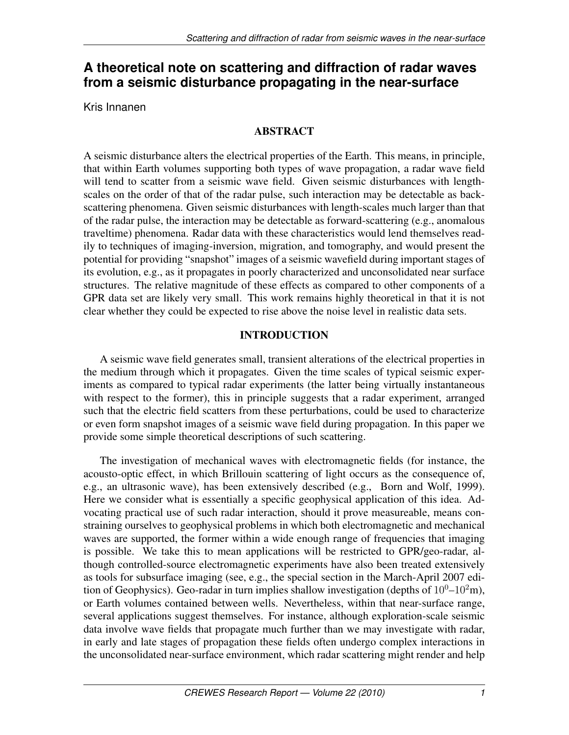# A theoretical note on scattering and diffraction of radar waves from a seismic disturbance propagating in the near-surface

Kris Innanen

## ABSTRACT

A seismic disturbance alters the electrical properties of the Earth. This means, in principle, that within Earth volumes supporting both types of wave propagation, a radar wave field will tend to scatter from a seismic wave field. Given seismic disturbances with length-scales on the order of that of the radar pulse, such interaction may be detectable as back-scattering phenomena. Given seismic disturbances with length-scales much larger than that of the radar pulse, the interaction may be detectable as forward-scattering (e.g., anomalous traveltime) phenomena. Radar data with these characteristics would lend themselves readily to techniques of imaging-inversion, migration, and tomography, and would present the potential for providing "snapshot" images of a seismic wavefield during important stages of its evolution, e.g., as it propagates in poorly characterized and unconsolidated near surface structures. The relative magnitude of these effects as compared to other components of a GPR data set are likely very small. This work remains highly theoretical in that it is not clear whether they could be expected to rise above the noise level in realistic data sets.

## INTRODUCTION

A seismic wave field generates small, transient alterations of the electrical properties in the medium through which it propagates. Given the time scales of typical seismic experiments as compared to typical radar experiments (the latter being virtually instantaneous with respect to the former), this in principle suggests that a radar experiment, arranged such that the electric field scatters from these perturbations, could be used to characterize or even form snapshot images of a seismic wave field during propagation. In this paper we provide some simple theoretical descriptions of such scattering.

The investigation of mechanical waves with electromagnetic fields (for instance, the acousto-optic effect, in which Brillouin scattering of light occurs as the consequence of, e.g., an ultrasonic wave), has been extensively described (e.g., Born and Wolf, 1999). Here we consider what is essentially a specific geophysical application of this idea. Advocating practical use of such radar interaction, should it prove measureable, means constraining ourselves to geophysical problems in which both electromagnetic and mechanical waves are supported, the former within a wide enough range of frequencies that imaging is possible. We take this to mean applications will be restricted to GPR/geo-radar, although controlled-source electromagnetic experiments have also been treated extensively as tools for subsurface imaging (see, e.g., the special section in the March-April 2007 edition of Geophysics). Geo-radar in turn implies shallow investigation (depths of $10^0$–$10^2$m), or Earth volumes contained between wells. Nevertheless, within that near-surface range, several applications suggest themselves. For instance, although exploration-scale seismic data involve wave fields that propagate much further than we may investigate with radar, in early and late stages of propagation these fields often undergo complex interactions in the unconsolidated near-surface environment, which radar scattering might render and help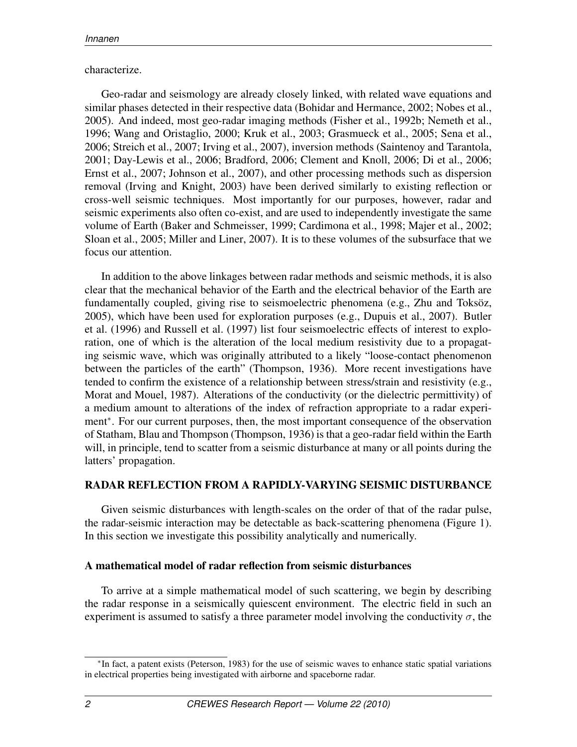characterize.

Geo-radar and seismology are already closely linked, with related wave equations and similar phases detected in their respective data (Bohidar and Hermance, 2002; Nobes et al., 2005). And indeed, most geo-radar imaging methods (Fisher et al., 1992b; Nemeth et al., 1996; Wang and Oristaglio, 2000; Kruk et al., 2003; Grasmueck et al., 2005; Sena et al., 2006; Streich et al., 2007; Irving et al., 2007), inversion methods (Saintenoy and Tarantola, 2001; Day-Lewis et al., 2006; Bradford, 2006; Clement and Knoll, 2006; Di et al., 2006; Ernst et al., 2007; Johnson et al., 2007), and other processing methods such as dispersion removal (Irving and Knight, 2003) have been derived similarly to existing reflection or cross-well seismic techniques. Most importantly for our purposes, however, radar and seismic experiments also often co-exist, and are used to independently investigate the same volume of Earth (Baker and Schmeisser, 1999; Cardimona et al., 1998; Majer et al., 2002; Sloan et al., 2005; Miller and Liner, 2007). It is to these volumes of the subsurface that we focus our attention.

In addition to the above linkages between radar methods and seismic methods, it is also clear that the mechanical behavior of the Earth and the electrical behavior of the Earth are fundamentally coupled, giving rise to seismoelectric phenomena (e.g., Zhu and Toksöz, 2005), which have been used for exploration purposes (e.g., Dupuis et al., 2007). Butler et al. (1996) and Russell et al. (1997) list four seismoelectric effects of interest to exploration, one of which is the alteration of the local medium resistivity due to a propagating seismic wave, which was originally attributed to a likely "loose-contact phenomenon between the particles of the earth" (Thompson, 1936). More recent investigations have tended to confirm the existence of a relationship between stress/strain and resistivity (e.g., Morat and Mouel, 1987). Alterations of the conductivity (or the dielectric permittivity) of a medium amount to alterations of the index of refraction appropriate to a radar experiment*. For our current purposes, then, the most important consequence of the observation of Statham, Blau and Thompson (Thompson, 1936) is that a geo-radar field within the Earth will, in principle, tend to scatter from a seismic disturbance at many or all points during the latters' propagation.

## RADAR REFLECTION FROM A RAPIDLY-VARYING SEISMIC DISTURBANCE

Given seismic disturbances with length-scales on the order of that of the radar pulse, the radar-seismic interaction may be detectable as back-scattering phenomena (Figure 1). In this section we investigate this possibility analytically and numerically.

### A mathematical model of radar reflection from seismic disturbances

To arrive at a simple mathematical model of such scattering, we begin by describing the radar response in a seismically quiescent environment. The electric field in such an experiment is assumed to satisfy a three parameter model involving the conductivity $\sigma$, the

---

*In fact, a patent exists (Peterson, 1983) for the use of seismic waves to enhance static spatial variations in electrical properties being investigated with airborne and spaceborne radar.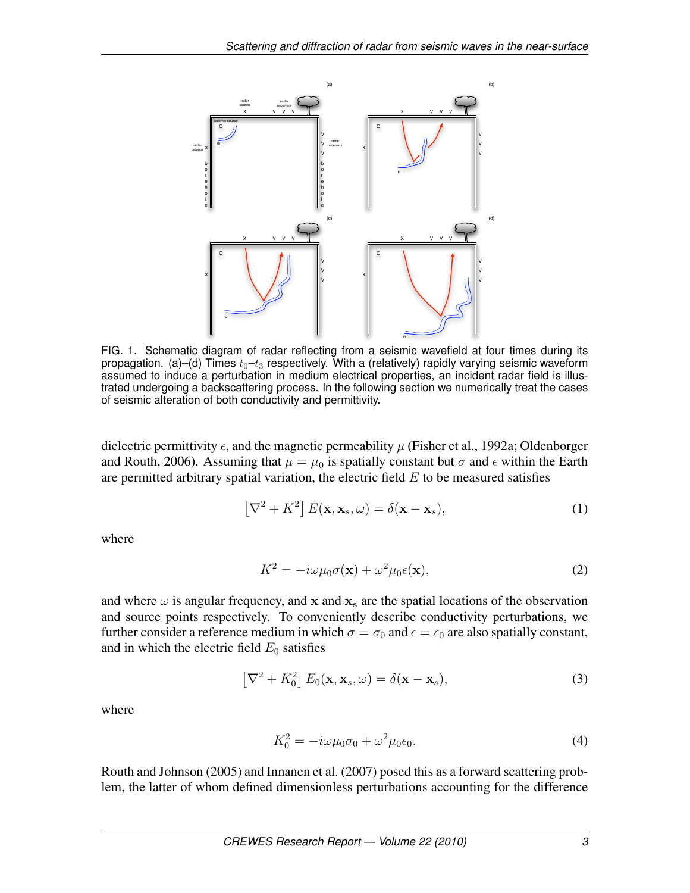FIG. 1. Schematic diagram of radar reflecting from a seismic wavefield at four times during its propagation. (a)–(d) Times $t_0$–$t_3$ respectively. With a (relatively) rapidly varying seismic waveform assumed to induce a perturbation in medium electrical properties, an incident radar field is illustrated undergoing a backscattering process. In the following section we numerically treat the cases of seismic alteration of both conductivity and permittivity.

dielectric permittivity $\epsilon$, and the magnetic permeability $\mu$ (Fisher et al., 1992a; Oldenborger and Routh, 2006). Assuming that $\mu = \mu_0$ is spatially constant but $\sigma$ and $\epsilon$ within the Earth are permitted arbitrary spatial variation, the electric field $E$ to be measured satisfies

$$\left[\nabla^2 + K^2\right] E(\mathbf{x}, \mathbf{x}_s, \omega) = \delta(\mathbf{x} - \mathbf{x}_s), \tag{1}$$

where

$$K^2 = -i\omega\mu_0\sigma(\mathbf{x}) + \omega^2\mu_0\epsilon(\mathbf{x}), \tag{2}$$

and where $\omega$ is angular frequency, and $\mathbf{x}$ and $\mathbf{x_s}$ are the spatial locations of the observation and source points respectively. To conveniently describe conductivity perturbations, we further consider a reference medium in which $\sigma = \sigma_0$ and $\epsilon = \epsilon_0$ are also spatially constant, and in which the electric field $E_0$ satisfies

$$\left[\nabla^2 + K_0^2\right] E_0(\mathbf{x}, \mathbf{x}_s, \omega) = \delta(\mathbf{x} - \mathbf{x}_s), \tag{3}$$

where

$$K_0^2 = -i\omega\mu_0\sigma_0 + \omega^2\mu_0\epsilon_0. \tag{4}$$

Routh and Johnson (2005) and Innanen et al. (2007) posed this as a forward scattering problem, the latter of whom defined dimensionless perturbations accounting for the difference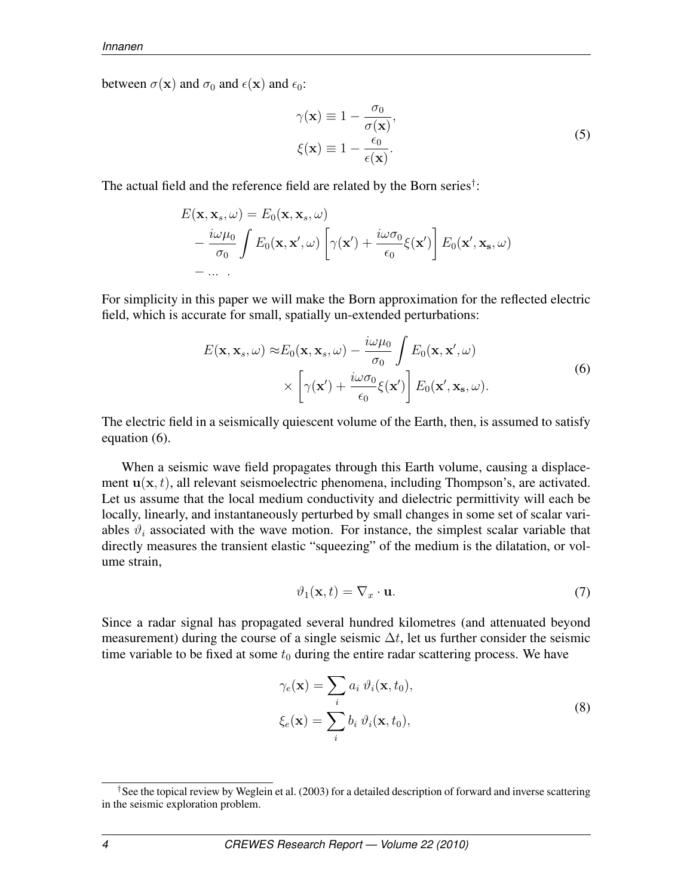between $\sigma(\mathbf{x})$ and $\sigma_0$ and $\epsilon(\mathbf{x})$ and $\epsilon_0$:

$$
\begin{aligned}
\gamma(\mathbf{x}) &\equiv 1 - \frac{\sigma_0}{\sigma(\mathbf{x})}, \\
\xi(\mathbf{x}) &\equiv 1 - \frac{\epsilon_0}{\epsilon(\mathbf{x})}.
\end{aligned}
\tag{5}
$$

The actual field and the reference field are related by the Born series[†]:

$$
\begin{aligned}
E(\mathbf{x}, \mathbf{x}_s, \omega) &= E_0(\mathbf{x}, \mathbf{x}_s, \omega) \\
&- \frac{i\omega\mu_0}{\sigma_0} \int E_0(\mathbf{x}, \mathbf{x}', \omega) \left[ \gamma(\mathbf{x}') + \frac{i\omega\sigma_0}{\epsilon_0} \xi(\mathbf{x}') \right] E_0(\mathbf{x}', \mathbf{x_s}, \omega) \\
&- \ldots \ .
\end{aligned}
$$

For simplicity in this paper we will make the Born approximation for the reflected electric field, which is accurate for small, spatially un-extended perturbations:

$$
\begin{aligned}
E(\mathbf{x}, \mathbf{x}_s, \omega) \approx & E_0(\mathbf{x}, \mathbf{x}_s, \omega) - \frac{i\omega\mu_0}{\sigma_0} \int E_0(\mathbf{x}, \mathbf{x}', \omega) \\
& \times \left[ \gamma(\mathbf{x}') + \frac{i\omega\sigma_0}{\epsilon_0} \xi(\mathbf{x}') \right] E_0(\mathbf{x}', \mathbf{x_s}, \omega).
\end{aligned}
\tag{6}
$$

The electric field in a seismically quiescent volume of the Earth, then, is assumed to satisfy equation (6).

When a seismic wave field propagates through this Earth volume, causing a displacement $\mathbf{u}(\mathbf{x}, t)$, all relevant seismoelectric phenomena, including Thompson's, are activated. Let us assume that the local medium conductivity and dielectric permittivity will each be locally, linearly, and instantaneously perturbed by small changes in some set of scalar variables $\vartheta_i$ associated with the wave motion. For instance, the simplest scalar variable that directly measures the transient elastic "squeezing" of the medium is the dilatation, or volume strain,

$$
\vartheta_1(\mathbf{x}, t) = \nabla_x \cdot \mathbf{u}. \tag{7}
$$

Since a radar signal has propagated several hundred kilometres (and attenuated beyond measurement) during the course of a single seismic $\Delta t$, let us further consider the seismic time variable to be fixed at some $t_0$ during the entire radar scattering process. We have

$$
\begin{aligned}
\gamma_e(\mathbf{x}) &= \sum_i a_i \ \vartheta_i(\mathbf{x}, t_0), \\
\xi_e(\mathbf{x}) &= \sum_i b_i \ \vartheta_i(\mathbf{x}, t_0),
\end{aligned}
\tag{8}
$$

[†] See the topical review by Weglein et al. (2003) for a detailed description of forward and inverse scattering in the seismic exploration problem.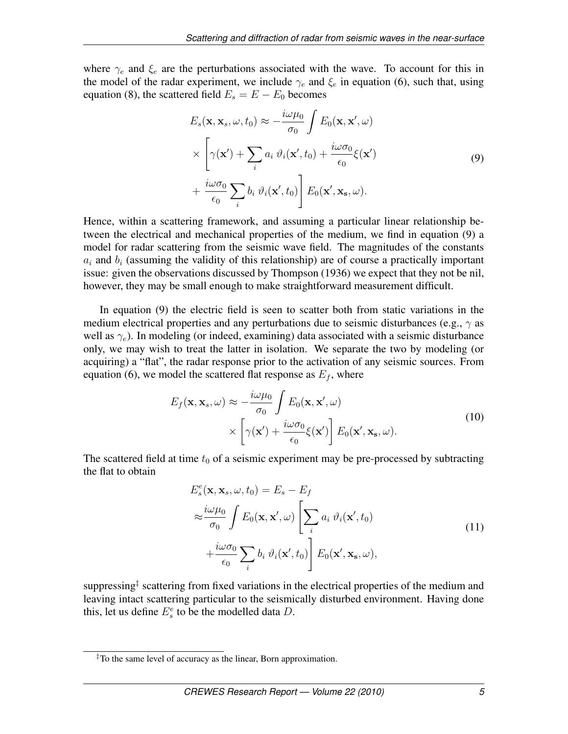where $\gamma_e$ and $\xi_e$ are the perturbations associated with the wave. To account for this in the model of the radar experiment, we include $\gamma_e$ and $\xi_e$ in equation (6), such that, using equation (8), the scattered field $E_s = E - E_0$ becomes

$$
\begin{aligned}
E_s(\mathbf{x}, \mathbf{x}_s, \omega, t_0) \approx & -\frac{i\omega\mu_0}{\sigma_0} \int E_0(\mathbf{x}, \mathbf{x}', \omega) \\
& \times \left[ \gamma(\mathbf{x}') + \sum_i a_i \, \vartheta_i(\mathbf{x}', t_0) + \frac{i\omega\sigma_0}{\epsilon_0} \xi(\mathbf{x}') \right. \\
& \left. + \frac{i\omega\sigma_0}{\epsilon_0} \sum_i b_i \, \vartheta_i(\mathbf{x}', t_0) \right] E_0(\mathbf{x}', \mathbf{x_s}, \omega).
\end{aligned}
\tag{9}
$$

Hence, within a scattering framework, and assuming a particular linear relationship between the electrical and mechanical properties of the medium, we find in equation (9) a model for radar scattering from the seismic wave field. The magnitudes of the constants $a_i$ and $b_i$ (assuming the validity of this relationship) are of course a practically important issue: given the observations discussed by Thompson (1936) we expect that they not be nil, however, they may be small enough to make straightforward measurement difficult.

In equation (9) the electric field is seen to scatter both from static variations in the medium electrical properties and any perturbations due to seismic disturbances (e.g., $\gamma$ as well as $\gamma_e$). In modeling (or indeed, examining) data associated with a seismic disturbance only, we may wish to treat the latter in isolation. We separate the two by modeling (or acquiring) a "flat", the radar response prior to the activation of any seismic sources. From equation (6), we model the scattered flat response as $E_f$, where

$$
\begin{aligned}
E_f(\mathbf{x}, \mathbf{x}_s, \omega) \approx & -\frac{i\omega\mu_0}{\sigma_0} \int E_0(\mathbf{x}, \mathbf{x}', \omega) \\
& \times \left[ \gamma(\mathbf{x}') + \frac{i\omega\sigma_0}{\epsilon_0} \xi(\mathbf{x}') \right] E_0(\mathbf{x}', \mathbf{x_s}, \omega).
\end{aligned}
\tag{10}
$$

The scattered field at time $t_0$ of a seismic experiment may be pre-processed by subtracting the flat to obtain

$$
\begin{aligned}
E_s^e(\mathbf{x}, \mathbf{x}_s, \omega, t_0) = & \; E_s - E_f \\
\approx & \frac{i\omega\mu_0}{\sigma_0} \int E_0(\mathbf{x}, \mathbf{x}', \omega) \left[ \sum_i a_i \, \vartheta_i(\mathbf{x}', t_0) \right. \\
& \left. + \frac{i\omega\sigma_0}{\epsilon_0} \sum_i b_i \, \vartheta_i(\mathbf{x}', t_0) \right] E_0(\mathbf{x}', \mathbf{x_s}, \omega),
\end{aligned}
\tag{11}
$$

suppressing[‡] scattering from fixed variations in the electrical properties of the medium and leaving intact scattering particular to the seismically disturbed environment. Having done this, let us define $E_s^e$ to be the modelled data $D$.

[‡]To the same level of accuracy as the linear, Born approximation.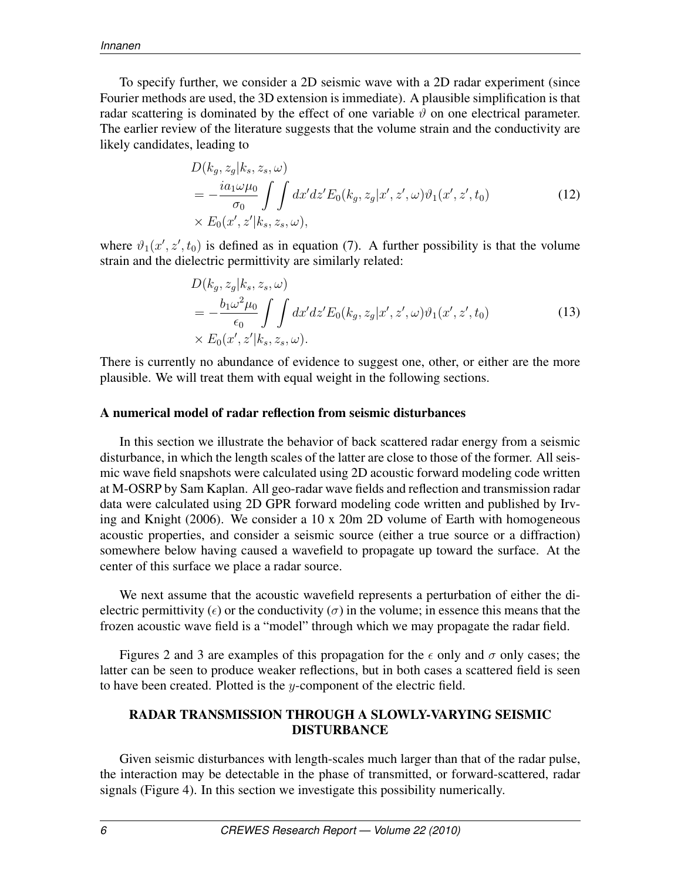To specify further, we consider a 2D seismic wave with a 2D radar experiment (since Fourier methods are used, the 3D extension is immediate). A plausible simplification is that radar scattering is dominated by the effect of one variable $\vartheta$ on one electrical parameter. The earlier review of the literature suggests that the volume strain and the conductivity are likely candidates, leading to

$$
\begin{aligned}
& D(k_g, z_g | k_s, z_s, \omega) \\
& = -\frac{i a_1 \omega \mu_0}{\sigma_0} \int \int dx' dz' E_0(k_g, z_g | x', z', \omega) \vartheta_1(x', z', t_0) \\
& \times E_0(x', z' | k_s, z_s, \omega),
\end{aligned}
\tag{12}
$$

where $\vartheta_1(x', z', t_0)$ is defined as in equation (7). A further possibility is that the volume strain and the dielectric permittivity are similarly related:

$$
\begin{aligned}
& D(k_g, z_g | k_s, z_s, \omega) \\
& = -\frac{b_1 \omega^2 \mu_0}{\epsilon_0} \int \int dx' dz' E_0(k_g, z_g | x', z', \omega) \vartheta_1(x', z', t_0) \\
& \times E_0(x', z' | k_s, z_s, \omega).
\end{aligned}
\tag{13}
$$

There is currently no abundance of evidence to suggest one, other, or either are the more plausible. We will treat them with equal weight in the following sections.

### A numerical model of radar reflection from seismic disturbances

In this section we illustrate the behavior of back scattered radar energy from a seismic disturbance, in which the length scales of the latter are close to those of the former. All seismic wave field snapshots were calculated using 2D acoustic forward modeling code written at M-OSRP by Sam Kaplan. All geo-radar wave fields and reflection and transmission radar data were calculated using 2D GPR forward modeling code written and published by Irving and Knight (2006). We consider a 10 x 20m 2D volume of Earth with homogeneous acoustic properties, and consider a seismic source (either a true source or a diffraction) somewhere below having caused a wavefield to propagate up toward the surface. At the center of this surface we place a radar source.

We next assume that the acoustic wavefield represents a perturbation of either the dielectric permittivity ($\epsilon$) or the conductivity ($\sigma$) in the volume; in essence this means that the frozen acoustic wave field is a "model" through which we may propagate the radar field.

Figures 2 and 3 are examples of this propagation for the $\epsilon$ only and $\sigma$ only cases; the latter can be seen to produce weaker reflections, but in both cases a scattered field is seen to have been created. Plotted is the $y$-component of the electric field.

## RADAR TRANSMISSION THROUGH A SLOWLY-VARYING SEISMIC DISTURBANCE

Given seismic disturbances with length-scales much larger than that of the radar pulse, the interaction may be detectable in the phase of transmitted, or forward-scattered, radar signals (Figure 4). In this section we investigate this possibility numerically.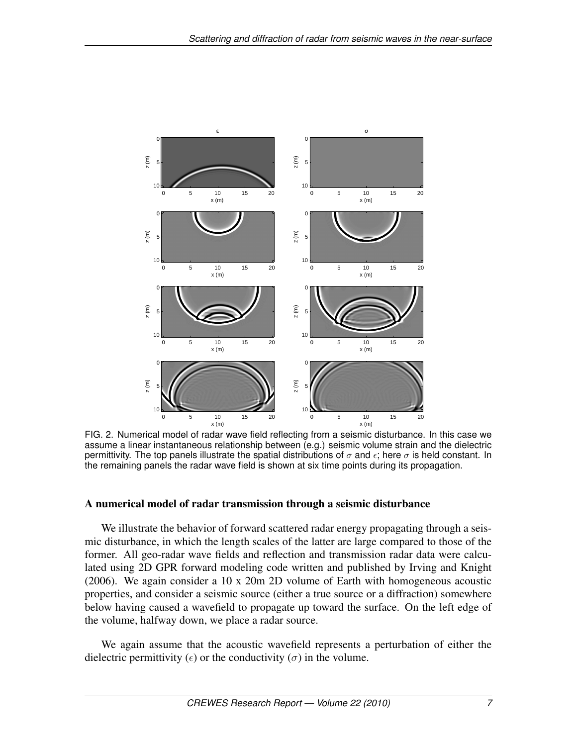FIG. 2. Numerical model of radar wave field reflecting from a seismic disturbance. In this case we assume a linear instantaneous relationship between (e.g.) seismic volume strain and the dielectric permittivity. The top panels illustrate the spatial distributions of $\sigma$ and $\epsilon$; here $\sigma$ is held constant. In the remaining panels the radar wave field is shown at six time points during its propagation.

### A numerical model of radar transmission through a seismic disturbance

We illustrate the behavior of forward scattered radar energy propagating through a seismic disturbance, in which the length scales of the latter are large compared to those of the former. All geo-radar wave fields and reflection and transmission radar data were calculated using 2D GPR forward modeling code written and published by Irving and Knight (2006). We again consider a 10 x 20m 2D volume of Earth with homogeneous acoustic properties, and consider a seismic source (either a true source or a diffraction) somewhere below having caused a wavefield to propagate up toward the surface. On the left edge of the volume, halfway down, we place a radar source.

We again assume that the acoustic wavefield represents a perturbation of either the dielectric permittivity ($\epsilon$) or the conductivity ($\sigma$) in the volume.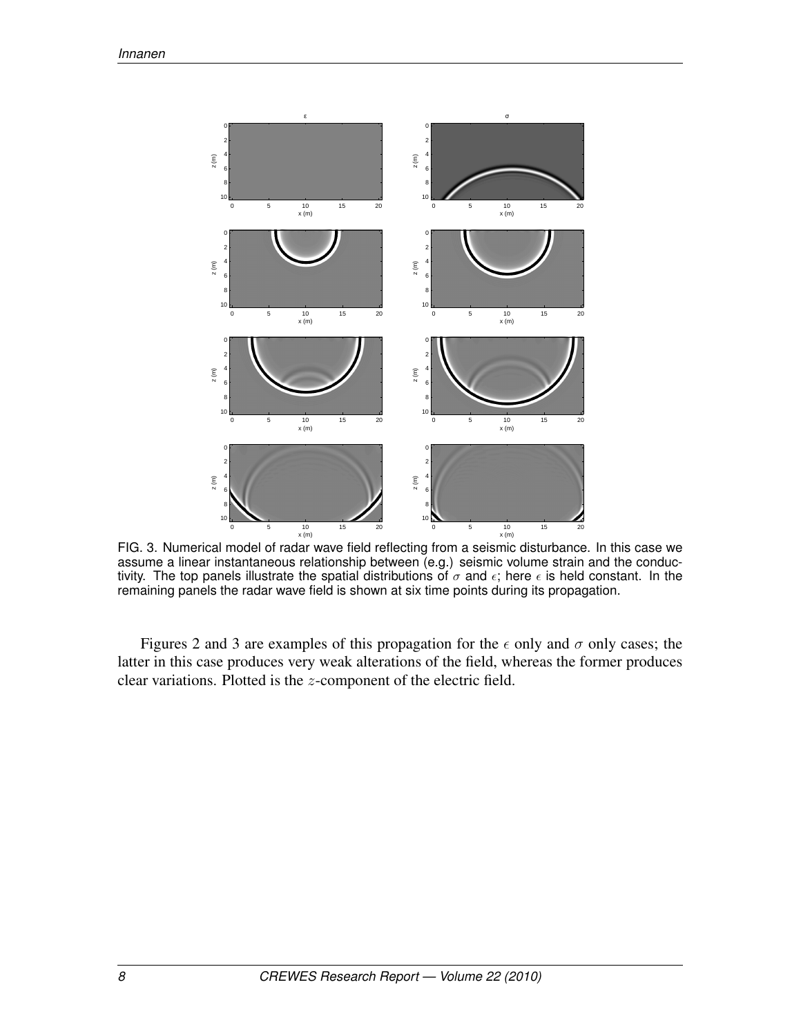FIG. 3. Numerical model of radar wave field reflecting from a seismic disturbance. In this case we assume a linear instantaneous relationship between (e.g.) seismic volume strain and the conductivity. The top panels illustrate the spatial distributions of $\sigma$ and $\epsilon$; here $\epsilon$ is held constant. In the remaining panels the radar wave field is shown at six time points during its propagation.

Figures 2 and 3 are examples of this propagation for the $\epsilon$ only and $\sigma$ only cases; the latter in this case produces very weak alterations of the field, whereas the former produces clear variations. Plotted is the $z$-component of the electric field.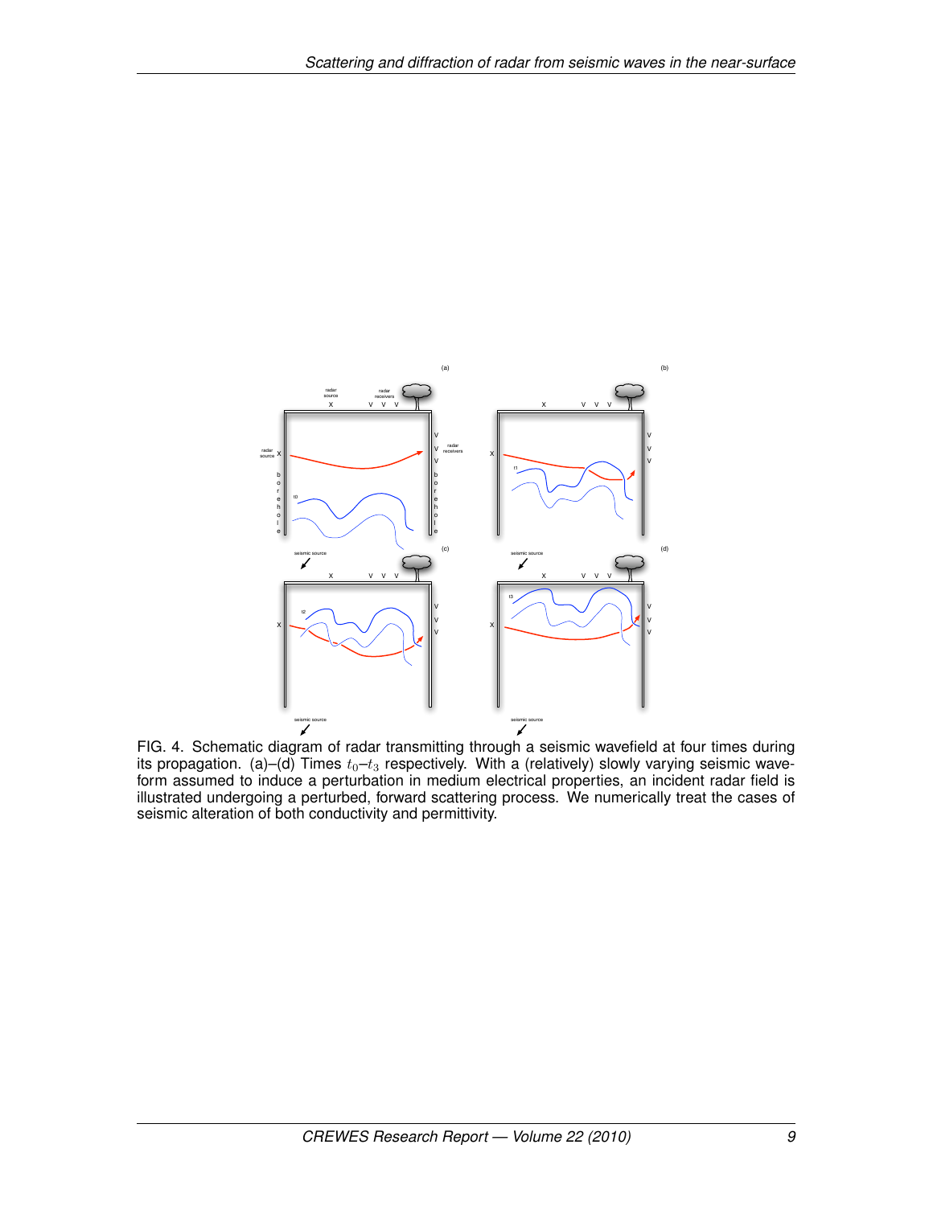FIG. 4. Schematic diagram of radar transmitting through a seismic wavefield at four times during its propagation. (a)–(d) Times $t_0$–$t_3$ respectively. With a (relatively) slowly varying seismic waveform assumed to induce a perturbation in medium electrical properties, an incident radar field is illustrated undergoing a perturbed, forward scattering process. We numerically treat the cases of seismic alteration of both conductivity and permittivity.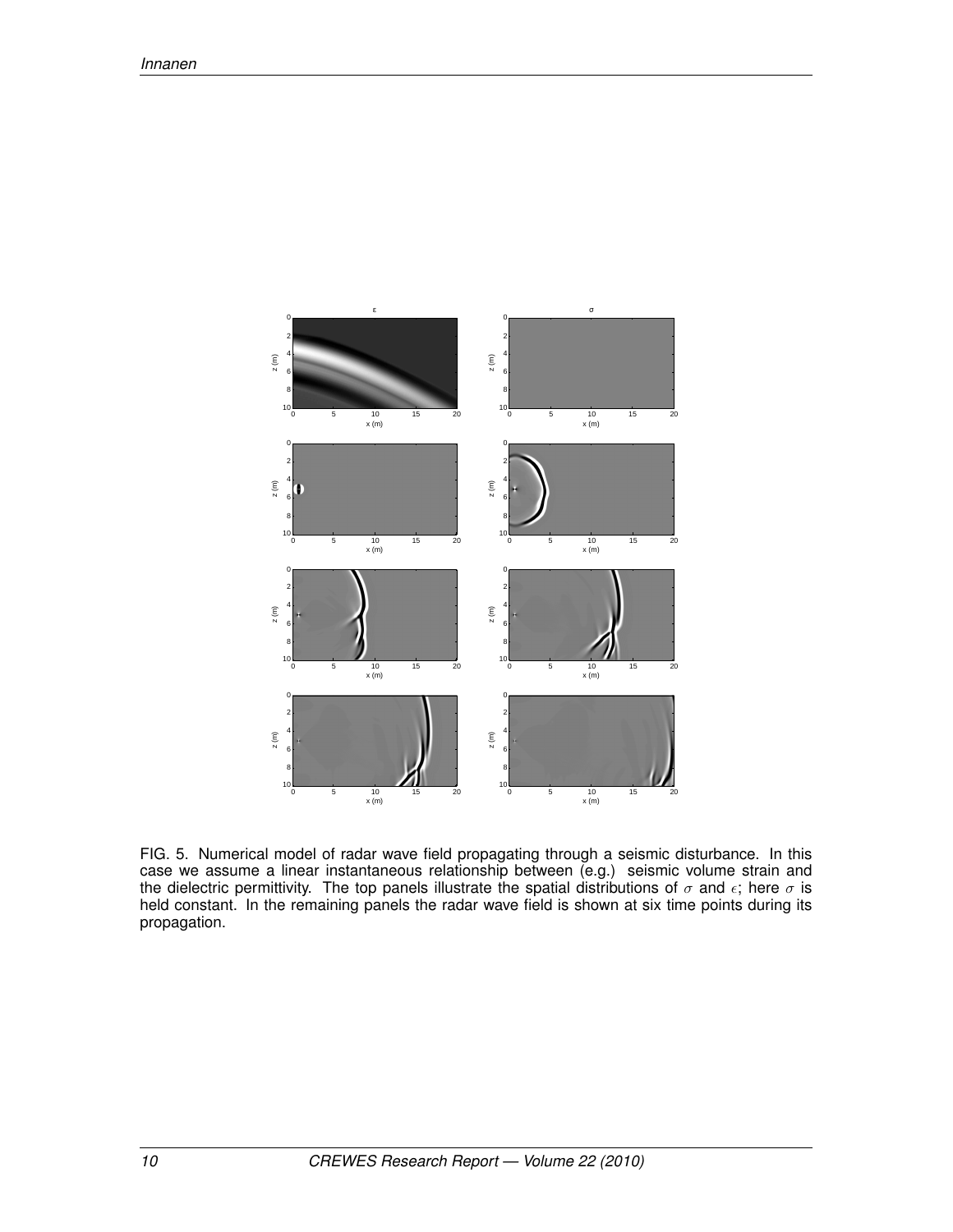FIG. 5. Numerical model of radar wave field propagating through a seismic disturbance. In this case we assume a linear instantaneous relationship between (e.g.) seismic volume strain and the dielectric permittivity. The top panels illustrate the spatial distributions of $\sigma$ and $\epsilon$; here $\sigma$ is held constant. In the remaining panels the radar wave field is shown at six time points during its propagation.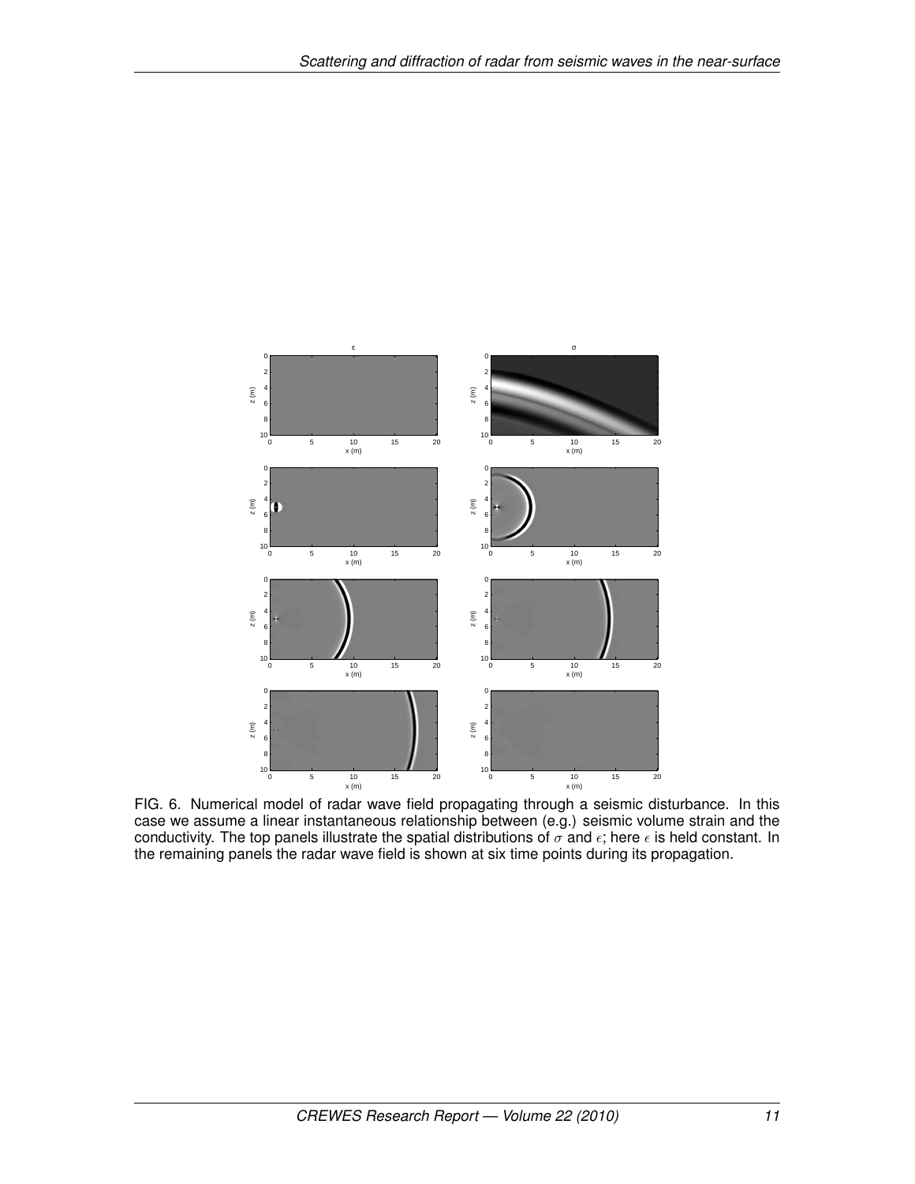FIG. 6. Numerical model of radar wave field propagating through a seismic disturbance. In this case we assume a linear instantaneous relationship between (e.g.) seismic volume strain and the conductivity. The top panels illustrate the spatial distributions of $\sigma$ and $\epsilon$; here $\epsilon$ is held constant. In the remaining panels the radar wave field is shown at six time points during its propagation.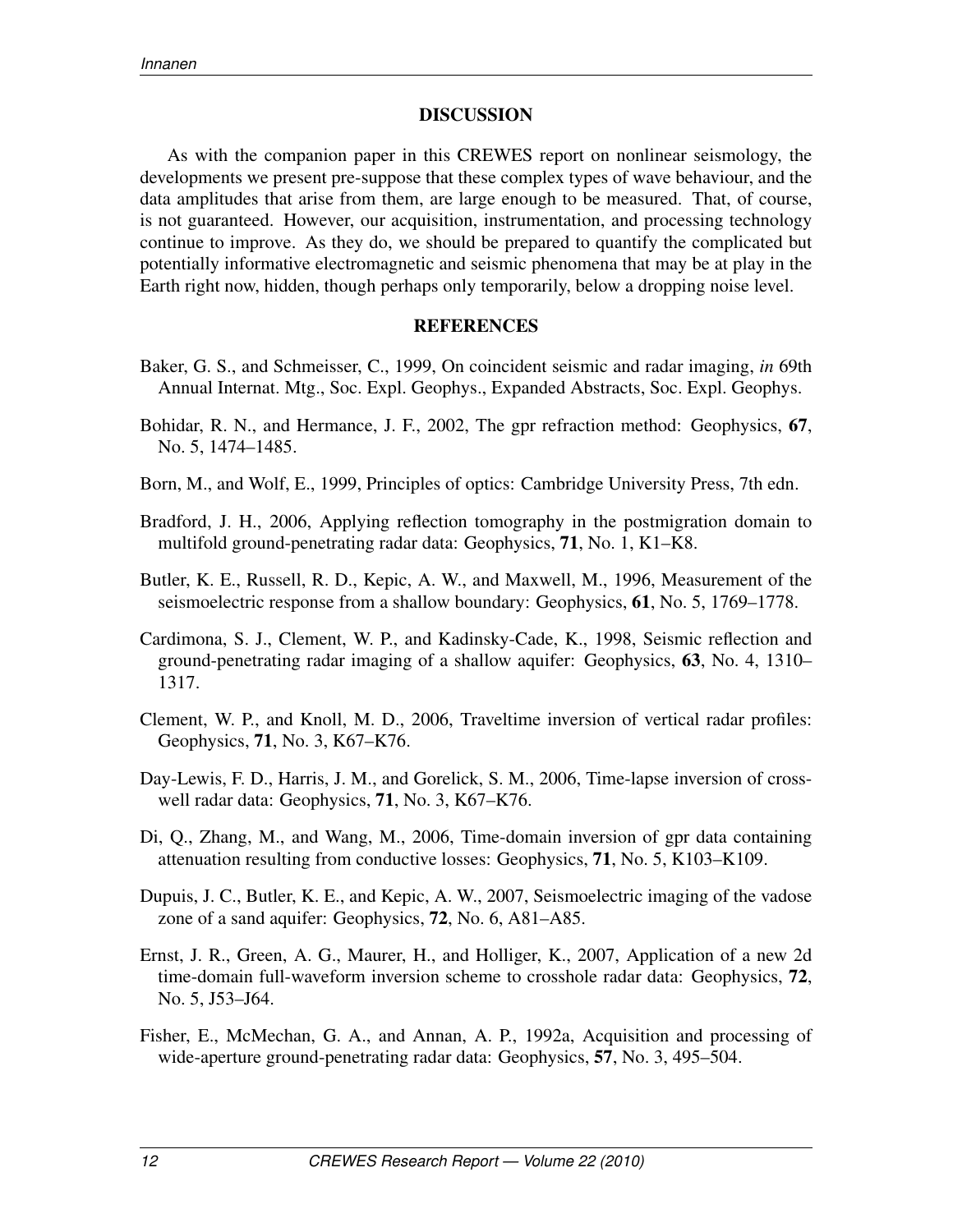## DISCUSSION

As with the companion paper in this CREWES report on nonlinear seismology, the developments we present pre-suppose that these complex types of wave behaviour, and the data amplitudes that arise from them, are large enough to be measured. That, of course, is not guaranteed. However, our acquisition, instrumentation, and processing technology continue to improve. As they do, we should be prepared to quantify the complicated but potentially informative electromagnetic and seismic phenomena that may be at play in the Earth right now, hidden, though perhaps only temporarily, below a dropping noise level.

## REFERENCES

Baker, G. S., and Schmeisser, C., 1999, On coincident seismic and radar imaging, *in* 69th Annual Internat. Mtg., Soc. Expl. Geophys., Expanded Abstracts, Soc. Expl. Geophys.

Bohidar, R. N., and Hermance, J. F., 2002, The gpr refraction method: Geophysics, **67**, No. 5, 1474–1485.

Born, M., and Wolf, E., 1999, Principles of optics: Cambridge University Press, 7th edn.

Bradford, J. H., 2006, Applying reflection tomography in the postmigration domain to multifold ground-penetrating radar data: Geophysics, **71**, No. 1, K1–K8.

Butler, K. E., Russell, R. D., Kepic, A. W., and Maxwell, M., 1996, Measurement of the seismoelectric response from a shallow boundary: Geophysics, **61**, No. 5, 1769–1778.

Cardimona, S. J., Clement, W. P., and Kadinsky-Cade, K., 1998, Seismic reflection and ground-penetrating radar imaging of a shallow aquifer: Geophysics, **63**, No. 4, 1310–1317.

Clement, W. P., and Knoll, M. D., 2006, Traveltime inversion of vertical radar profiles: Geophysics, **71**, No. 3, K67–K76.

Day-Lewis, F. D., Harris, J. M., and Gorelick, S. M., 2006, Time-lapse inversion of cross-well radar data: Geophysics, **71**, No. 3, K67–K76.

Di, Q., Zhang, M., and Wang, M., 2006, Time-domain inversion of gpr data containing attenuation resulting from conductive losses: Geophysics, **71**, No. 5, K103–K109.

Dupuis, J. C., Butler, K. E., and Kepic, A. W., 2007, Seismoelectric imaging of the vadose zone of a sand aquifer: Geophysics, **72**, No. 6, A81–A85.

Ernst, J. R., Green, A. G., Maurer, H., and Holliger, K., 2007, Application of a new 2d time-domain full-waveform inversion scheme to crosshole radar data: Geophysics, **72**, No. 5, J53–J64.

Fisher, E., McMechan, G. A., and Annan, A. P., 1992a, Acquisition and processing of wide-aperture ground-penetrating radar data: Geophysics, **57**, No. 3, 495–504.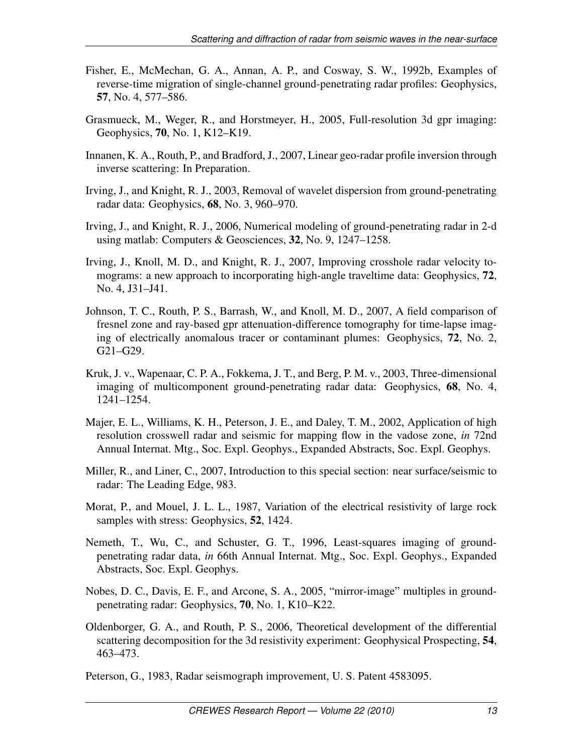Fisher, E., McMechan, G. A., Annan, A. P., and Cosway, S. W., 1992b, Examples of reverse-time migration of single-channel ground-penetrating radar profiles: Geophysics, **57**, No. 4, 577–586.

Grasmueck, M., Weger, R., and Horstmeyer, H., 2005, Full-resolution 3d gpr imaging: Geophysics, **70**, No. 1, K12–K19.

Innanen, K. A., Routh, P., and Bradford, J., 2007, Linear geo-radar profile inversion through inverse scattering: In Preparation.

Irving, J., and Knight, R. J., 2003, Removal of wavelet dispersion from ground-penetrating radar data: Geophysics, **68**, No. 3, 960–970.

Irving, J., and Knight, R. J., 2006, Numerical modeling of ground-penetrating radar in 2-d using matlab: Computers & Geosciences, **32**, No. 9, 1247–1258.

Irving, J., Knoll, M. D., and Knight, R. J., 2007, Improving crosshole radar velocity tomograms: a new approach to incorporating high-angle traveltime data: Geophysics, **72**, No. 4, J31–J41.

Johnson, T. C., Routh, P. S., Barrash, W., and Knoll, M. D., 2007, A field comparison of fresnel zone and ray-based gpr attenuation-difference tomography for time-lapse imaging of electrically anomalous tracer or contaminant plumes: Geophysics, **72**, No. 2, G21–G29.

Kruk, J. v., Wapenaar, C. P. A., Fokkema, J. T., and Berg, P. M. v., 2003, Three-dimensional imaging of multicomponent ground-penetrating radar data: Geophysics, **68**, No. 4, 1241–1254.

Majer, E. L., Williams, K. H., Peterson, J. E., and Daley, T. M., 2002, Application of high resolution crosswell radar and seismic for mapping flow in the vadose zone, *in* 72nd Annual Internat. Mtg., Soc. Expl. Geophys., Expanded Abstracts, Soc. Expl. Geophys.

Miller, R., and Liner, C., 2007, Introduction to this special section: near surface/seismic to radar: The Leading Edge, 983.

Morat, P., and Mouel, J. L. L., 1987, Variation of the electrical resistivity of large rock samples with stress: Geophysics, **52**, 1424.

Nemeth, T., Wu, C., and Schuster, G. T., 1996, Least-squares imaging of ground-penetrating radar data, *in* 66th Annual Internat. Mtg., Soc. Expl. Geophys., Expanded Abstracts, Soc. Expl. Geophys.

Nobes, D. C., Davis, E. F., and Arcone, S. A., 2005, "mirror-image" multiples in ground-penetrating radar: Geophysics, **70**, No. 1, K10–K22.

Oldenborger, G. A., and Routh, P. S., 2006, Theoretical development of the differential scattering decomposition for the 3d resistivity experiment: Geophysical Prospecting, **54**, 463–473.

Peterson, G., 1983, Radar seismograph improvement, U. S. Patent 4583095.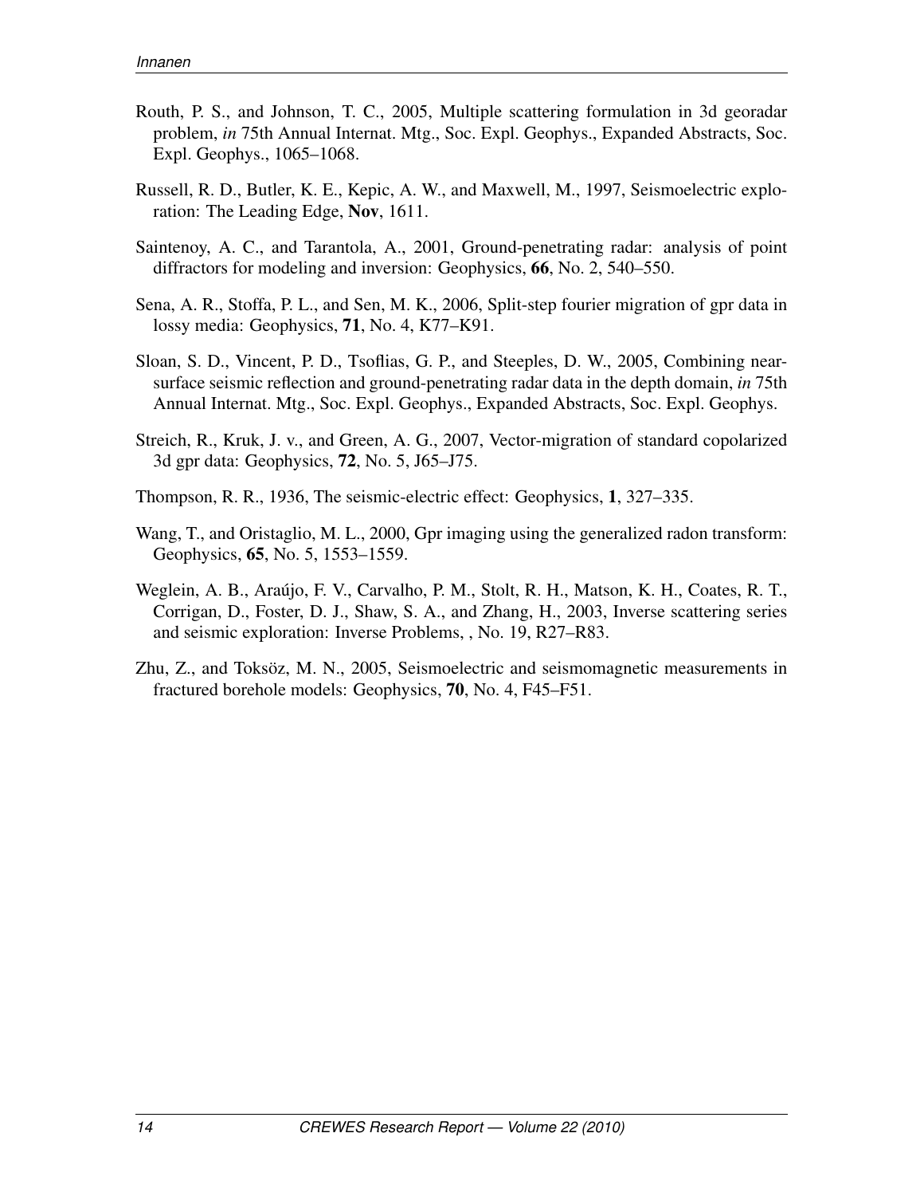Routh, P. S., and Johnson, T. C., 2005, Multiple scattering formulation in 3d georadar problem, *in* 75th Annual Internat. Mtg., Soc. Expl. Geophys., Expanded Abstracts, Soc. Expl. Geophys., 1065–1068.

Russell, R. D., Butler, K. E., Kepic, A. W., and Maxwell, M., 1997, Seismoelectric exploration: The Leading Edge, **Nov**, 1611.

Saintenoy, A. C., and Tarantola, A., 2001, Ground-penetrating radar: analysis of point diffractors for modeling and inversion: Geophysics, **66**, No. 2, 540–550.

Sena, A. R., Stoffa, P. L., and Sen, M. K., 2006, Split-step fourier migration of gpr data in lossy media: Geophysics, **71**, No. 4, K77–K91.

Sloan, S. D., Vincent, P. D., Tsoflias, G. P., and Steeples, D. W., 2005, Combining near-surface seismic reflection and ground-penetrating radar data in the depth domain, *in* 75th Annual Internat. Mtg., Soc. Expl. Geophys., Expanded Abstracts, Soc. Expl. Geophys.

Streich, R., Kruk, J. v., and Green, A. G., 2007, Vector-migration of standard copolarized 3d gpr data: Geophysics, **72**, No. 5, J65–J75.

Thompson, R. R., 1936, The seismic-electric effect: Geophysics, **1**, 327–335.

Wang, T., and Oristaglio, M. L., 2000, Gpr imaging using the generalized radon transform: Geophysics, **65**, No. 5, 1553–1559.

Weglein, A. B., Araújo, F. V., Carvalho, P. M., Stolt, R. H., Matson, K. H., Coates, R. T., Corrigan, D., Foster, D. J., Shaw, S. A., and Zhang, H., 2003, Inverse scattering series and seismic exploration: Inverse Problems, , No. 19, R27–R83.

Zhu, Z., and Toksöz, M. N., 2005, Seismoelectric and seismomagnetic measurements in fractured borehole models: Geophysics, **70**, No. 4, F45–F51.